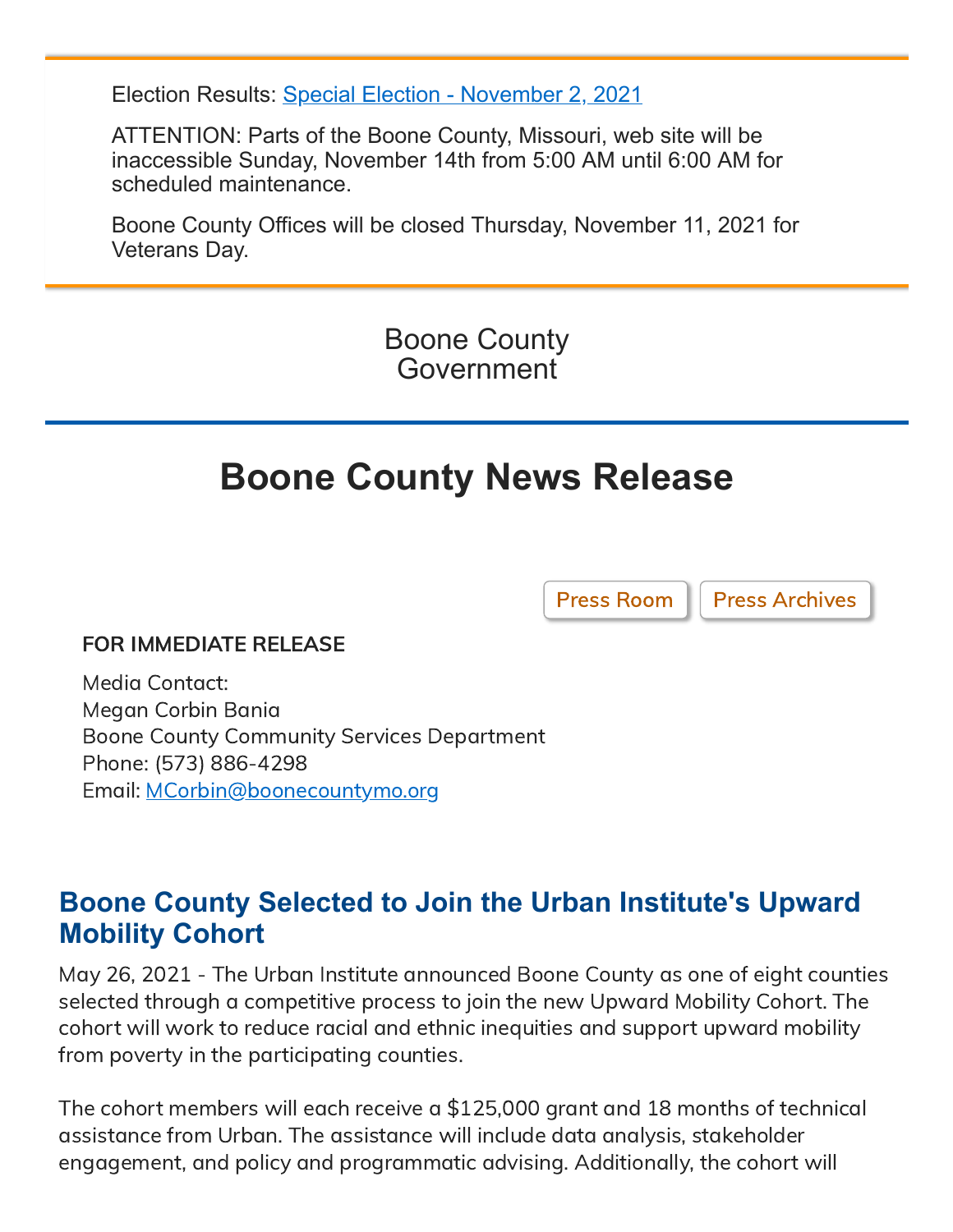Election Results: [Special Election - November 2, 2021]

ATTENTION: Parts of the Boone County, Missouri, web site will be inaccessible Sunday, November 14th from 5:00 AM until 6:00 AM for scheduled maintenance.

Boone County Offices will be closed Thursday, November 11, 2021 for Veterans Day.

Boone County Government

# Boone County News Release

Press Room Press Archives

**FOR IMMEDIATE RELEASE**

Media Contact:
Megan Corbin Bania
Boone County Community Services Department
Phone: (573) 886-4298
Email: MCorbin@boonecountymo.org

## Boone County Selected to Join the Urban Institute's Upward Mobility Cohort

May 26, 2021 - The Urban Institute announced Boone County as one of eight counties selected through a competitive process to join the new Upward Mobility Cohort. The cohort will work to reduce racial and ethnic inequities and support upward mobility from poverty in the participating counties.

The cohort members will each receive a $125,000 grant and 18 months of technical assistance from Urban. The assistance will include data analysis, stakeholder engagement, and policy and programmatic advising. Additionally, the cohort will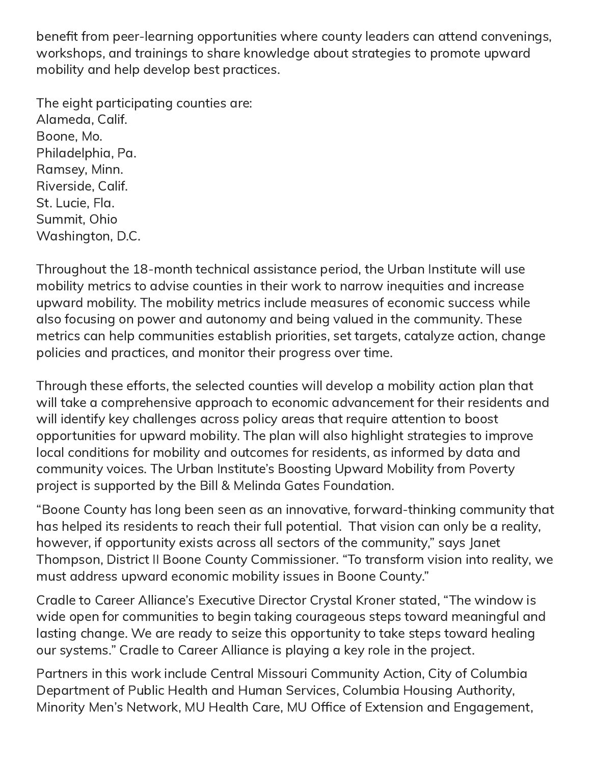benefit from peer-learning opportunities where county leaders can attend convenings, workshops, and trainings to share knowledge about strategies to promote upward mobility and help develop best practices.

The eight participating counties are:
Alameda, Calif.
Boone, Mo.
Philadelphia, Pa.
Ramsey, Minn.
Riverside, Calif.
St. Lucie, Fla.
Summit, Ohio
Washington, D.C.

Throughout the 18-month technical assistance period, the Urban Institute will use mobility metrics to advise counties in their work to narrow inequities and increase upward mobility. The mobility metrics include measures of economic success while also focusing on power and autonomy and being valued in the community. These metrics can help communities establish priorities, set targets, catalyze action, change policies and practices, and monitor their progress over time.

Through these efforts, the selected counties will develop a mobility action plan that will take a comprehensive approach to economic advancement for their residents and will identify key challenges across policy areas that require attention to boost opportunities for upward mobility. The plan will also highlight strategies to improve local conditions for mobility and outcomes for residents, as informed by data and community voices. The Urban Institute's Boosting Upward Mobility from Poverty project is supported by the Bill & Melinda Gates Foundation.

"Boone County has long been seen as an innovative, forward-thinking community that has helped its residents to reach their full potential. That vision can only be a reality, however, if opportunity exists across all sectors of the community," says Janet Thompson, District II Boone County Commissioner. "To transform vision into reality, we must address upward economic mobility issues in Boone County."

Cradle to Career Alliance's Executive Director Crystal Kroner stated, "The window is wide open for communities to begin taking courageous steps toward meaningful and lasting change. We are ready to seize this opportunity to take steps toward healing our systems." Cradle to Career Alliance is playing a key role in the project.

Partners in this work include Central Missouri Community Action, City of Columbia Department of Public Health and Human Services, Columbia Housing Authority, Minority Men's Network, MU Health Care, MU Office of Extension and Engagement,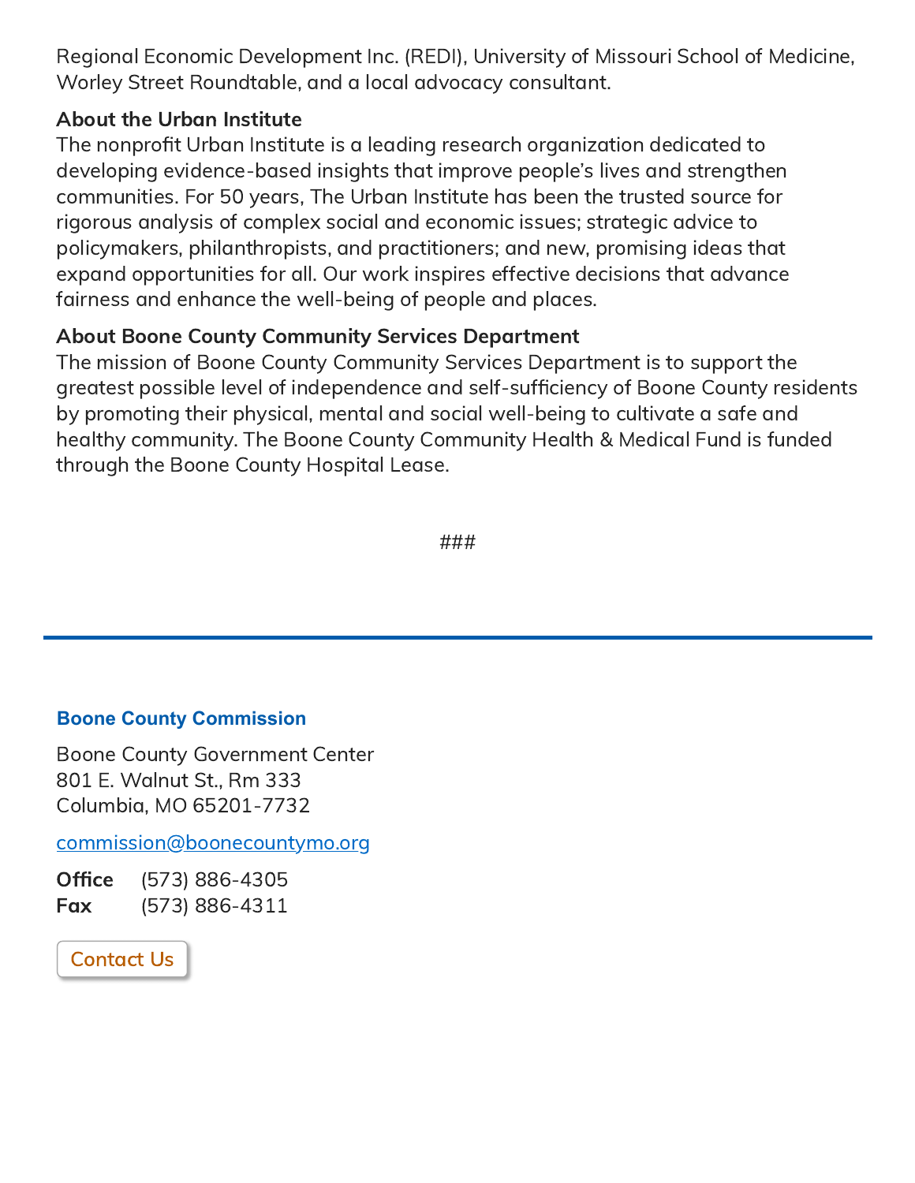Regional Economic Development Inc. (REDI), University of Missouri School of Medicine, Worley Street Roundtable, and a local advocacy consultant.

**About the Urban Institute**
The nonprofit Urban Institute is a leading research organization dedicated to developing evidence-based insights that improve people's lives and strengthen communities. For 50 years, The Urban Institute has been the trusted source for rigorous analysis of complex social and economic issues; strategic advice to policymakers, philanthropists, and practitioners; and new, promising ideas that expand opportunities for all. Our work inspires effective decisions that advance fairness and enhance the well-being of people and places.

**About Boone County Community Services Department**
The mission of Boone County Community Services Department is to support the greatest possible level of independence and self-sufficiency of Boone County residents by promoting their physical, mental and social well-being to cultivate a safe and healthy community. The Boone County Community Health & Medical Fund is funded through the Boone County Hospital Lease.

###

---

**Boone County Commission**

Boone County Government Center
801 E. Walnut St., Rm 333
Columbia, MO 65201-7732

commission@boonecountymo.org

**Office** (573) 886-4305
**Fax** (573) 886-4311

Contact Us